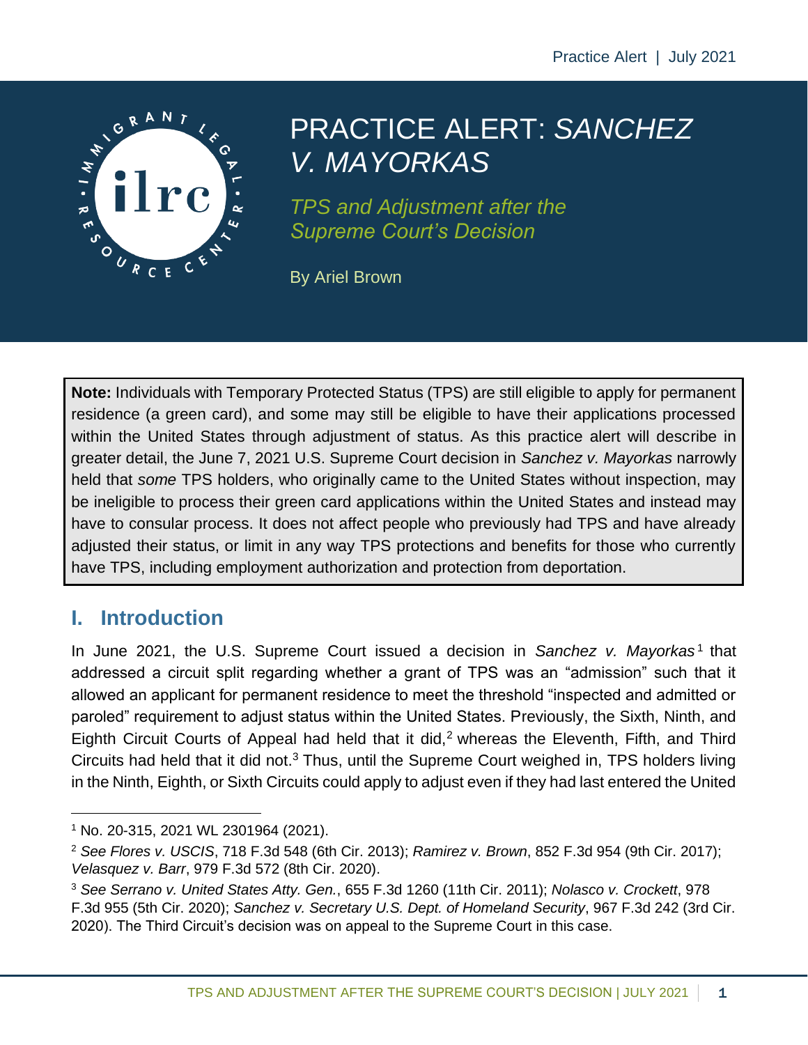# PRACTICE ALERT: *SANCHEZ V. MAYORKAS*

*TPS and Adjustment after the Supreme Court's Decision*

By Ariel Brown

**Note:** Individuals with Temporary Protected Status (TPS) are still eligible to apply for permanent residence (a green card), and some may still be eligible to have their applications processed within the United States through adjustment of status. As this practice alert will describe in greater detail, the June 7, 2021 U.S. Supreme Court decision in *Sanchez v. Mayorkas* narrowly held that *some* TPS holders, who originally came to the United States without inspection, may be ineligible to process their green card applications within the United States and instead may have to consular process. It does not affect people who previously had TPS and have already adjusted their status, or limit in any way TPS protections and benefits for those who currently have TPS, including employment authorization and protection from deportation.

## I. Introduction

In June 2021, the U.S. Supreme Court issued a decision in *Sanchez v. Mayorkas*[1] that addressed a circuit split regarding whether a grant of TPS was an "admission" such that it allowed an applicant for permanent residence to meet the threshold "inspected and admitted or paroled" requirement to adjust status within the United States. Previously, the Sixth, Ninth, and Eighth Circuit Courts of Appeal had held that it did,[2] whereas the Eleventh, Fifth, and Third Circuits had held that it did not.[3] Thus, until the Supreme Court weighed in, TPS holders living in the Ninth, Eighth, or Sixth Circuits could apply to adjust even if they had last entered the United

---

[1] No. 20-315, 2021 WL 2301964 (2021).

[2] *See Flores v. USCIS*, 718 F.3d 548 (6th Cir. 2013); *Ramirez v. Brown*, 852 F.3d 954 (9th Cir. 2017); *Velasquez v. Barr*, 979 F.3d 572 (8th Cir. 2020).

[3] *See Serrano v. United States Atty. Gen.*, 655 F.3d 1260 (11th Cir. 2011); *Nolasco v. Crockett*, 978 F.3d 955 (5th Cir. 2020); *Sanchez v. Secretary U.S. Dept. of Homeland Security*, 967 F.3d 242 (3rd Cir. 2020). The Third Circuit's decision was on appeal to the Supreme Court in this case.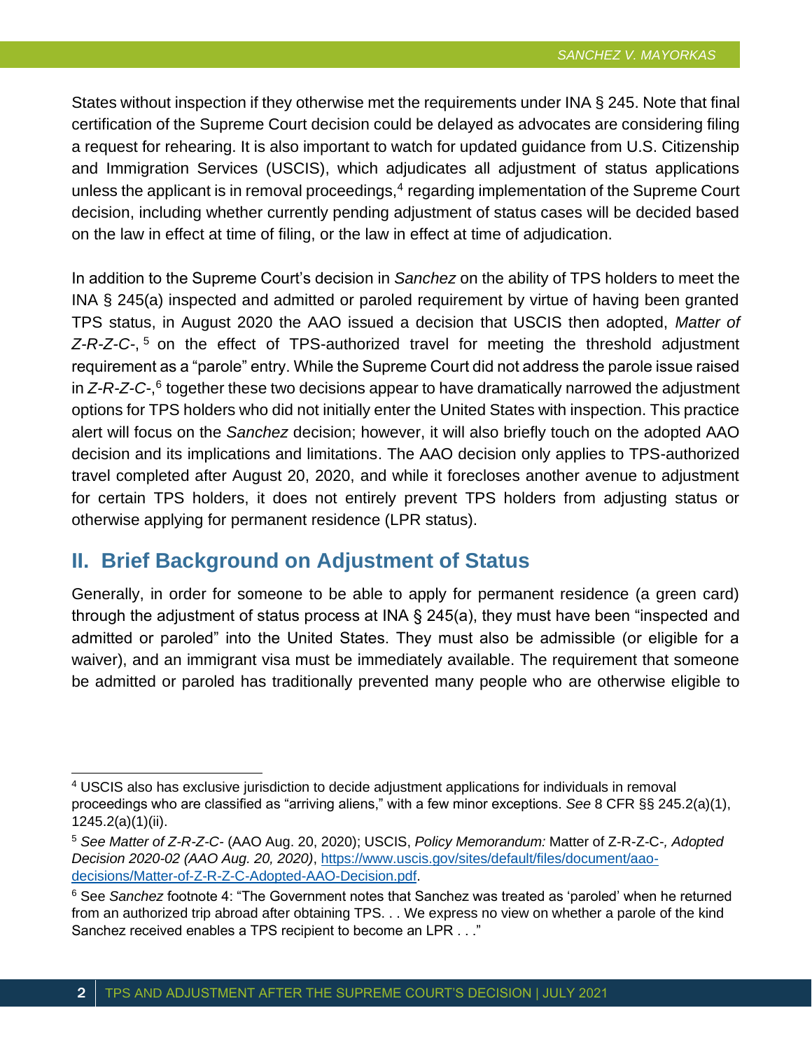States without inspection if they otherwise met the requirements under INA § 245. Note that final certification of the Supreme Court decision could be delayed as advocates are considering filing a request for rehearing. It is also important to watch for updated guidance from U.S. Citizenship and Immigration Services (USCIS), which adjudicates all adjustment of status applications unless the applicant is in removal proceedings,[4] regarding implementation of the Supreme Court decision, including whether currently pending adjustment of status cases will be decided based on the law in effect at time of filing, or the law in effect at time of adjudication.

In addition to the Supreme Court's decision in *Sanchez* on the ability of TPS holders to meet the INA § 245(a) inspected and admitted or paroled requirement by virtue of having been granted TPS status, in August 2020 the AAO issued a decision that USCIS then adopted, *Matter of Z-R-Z-C-*,[5] on the effect of TPS-authorized travel for meeting the threshold adjustment requirement as a "parole" entry. While the Supreme Court did not address the parole issue raised in *Z-R-Z-C-*,[6] together these two decisions appear to have dramatically narrowed the adjustment options for TPS holders who did not initially enter the United States with inspection. This practice alert will focus on the *Sanchez* decision; however, it will also briefly touch on the adopted AAO decision and its implications and limitations. The AAO decision only applies to TPS-authorized travel completed after August 20, 2020, and while it forecloses another avenue to adjustment for certain TPS holders, it does not entirely prevent TPS holders from adjusting status or otherwise applying for permanent residence (LPR status).

## II. Brief Background on Adjustment of Status

Generally, in order for someone to be able to apply for permanent residence (a green card) through the adjustment of status process at INA § 245(a), they must have been "inspected and admitted or paroled" into the United States. They must also be admissible (or eligible for a waiver), and an immigrant visa must be immediately available. The requirement that someone be admitted or paroled has traditionally prevented many people who are otherwise eligible to

---

[4] USCIS also has exclusive jurisdiction to decide adjustment applications for individuals in removal proceedings who are classified as "arriving aliens," with a few minor exceptions. *See* 8 CFR §§ 245.2(a)(1), 1245.2(a)(1)(ii).

[5] *See Matter of Z-R-Z-C-* (AAO Aug. 20, 2020); USCIS, *Policy Memorandum:* Matter of Z-R-Z-C-*, Adopted Decision 2020-02 (AAO Aug. 20, 2020)*, [https://www.uscis.gov/sites/default/files/document/aao-decisions/Matter-of-Z-R-Z-C-Adopted-AAO-Decision.pdf](https://www.uscis.gov/sites/default/files/document/aao-decisions/Matter-of-Z-R-Z-C-Adopted-AAO-Decision.pdf).

[6] See *Sanchez* footnote 4: "The Government notes that Sanchez was treated as 'paroled' when he returned from an authorized trip abroad after obtaining TPS. . . We express no view on whether a parole of the kind Sanchez received enables a TPS recipient to become an LPR . . ."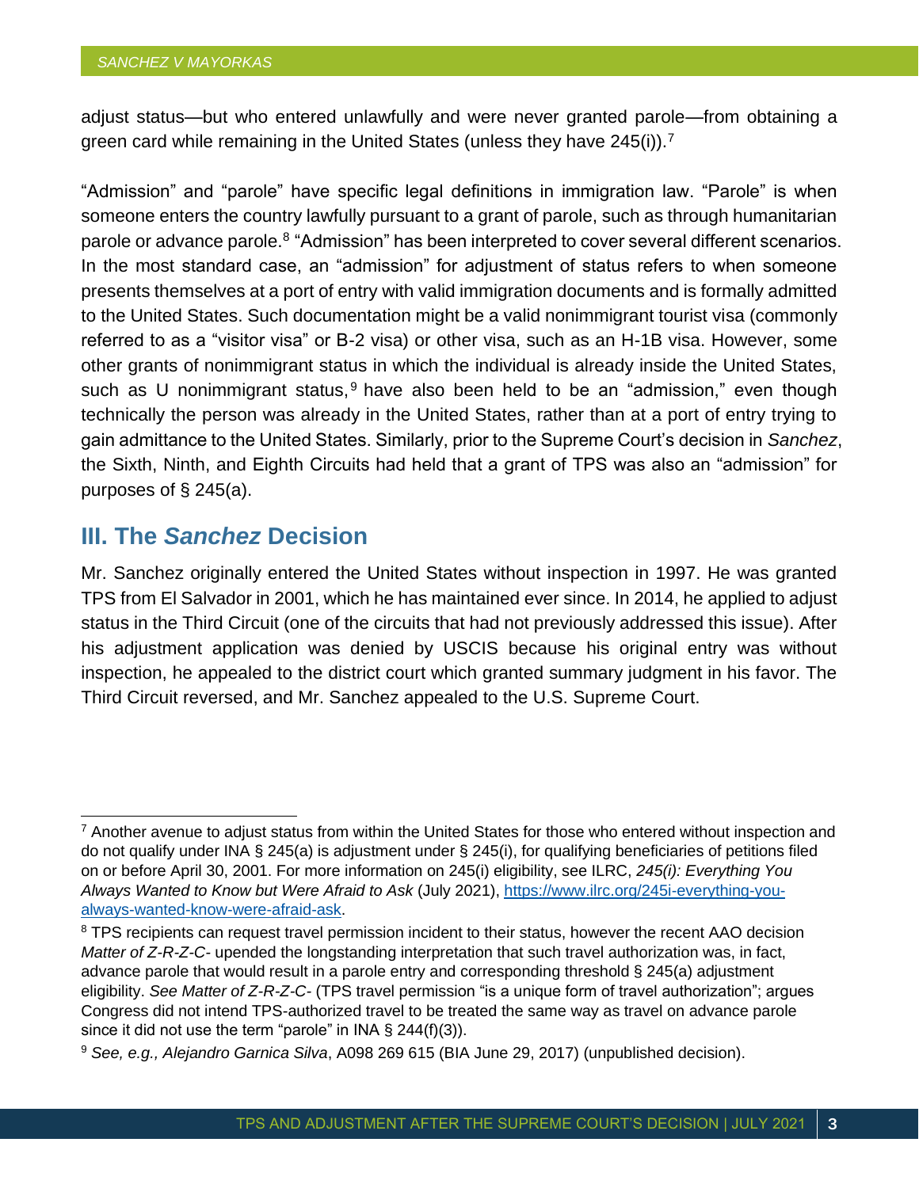adjust status—but who entered unlawfully and were never granted parole—from obtaining a green card while remaining in the United States (unless they have 245(i)).[7]

"Admission" and "parole" have specific legal definitions in immigration law. "Parole" is when someone enters the country lawfully pursuant to a grant of parole, such as through humanitarian parole or advance parole.[8] "Admission" has been interpreted to cover several different scenarios. In the most standard case, an "admission" for adjustment of status refers to when someone presents themselves at a port of entry with valid immigration documents and is formally admitted to the United States. Such documentation might be a valid nonimmigrant tourist visa (commonly referred to as a "visitor visa" or B-2 visa) or other visa, such as an H-1B visa. However, some other grants of nonimmigrant status in which the individual is already inside the United States, such as U nonimmigrant status,[9] have also been held to be an "admission," even though technically the person was already in the United States, rather than at a port of entry trying to gain admittance to the United States. Similarly, prior to the Supreme Court's decision in *Sanchez*, the Sixth, Ninth, and Eighth Circuits had held that a grant of TPS was also an "admission" for purposes of § 245(a).

## III. The *Sanchez* Decision

Mr. Sanchez originally entered the United States without inspection in 1997. He was granted TPS from El Salvador in 2001, which he has maintained ever since. In 2014, he applied to adjust status in the Third Circuit (one of the circuits that had not previously addressed this issue). After his adjustment application was denied by USCIS because his original entry was without inspection, he appealed to the district court which granted summary judgment in his favor. The Third Circuit reversed, and Mr. Sanchez appealed to the U.S. Supreme Court.

---

[7] Another avenue to adjust status from within the United States for those who entered without inspection and do not qualify under INA § 245(a) is adjustment under § 245(i), for qualifying beneficiaries of petitions filed on or before April 30, 2001. For more information on 245(i) eligibility, see ILRC, *245(i): Everything You Always Wanted to Know but Were Afraid to Ask* (July 2021), https://www.ilrc.org/245i-everything-you-always-wanted-know-were-afraid-ask.

[8] TPS recipients can request travel permission incident to their status, however the recent AAO decision *Matter of Z-R-Z-C-* upended the longstanding interpretation that such travel authorization was, in fact, advance parole that would result in a parole entry and corresponding threshold § 245(a) adjustment eligibility. *See Matter of Z-R-Z-C-* (TPS travel permission "is a unique form of travel authorization"; argues Congress did not intend TPS-authorized travel to be treated the same way as travel on advance parole since it did not use the term "parole" in INA § 244(f)(3)).

[9] *See, e.g., Alejandro Garnica Silva*, A098 269 615 (BIA June 29, 2017) (unpublished decision).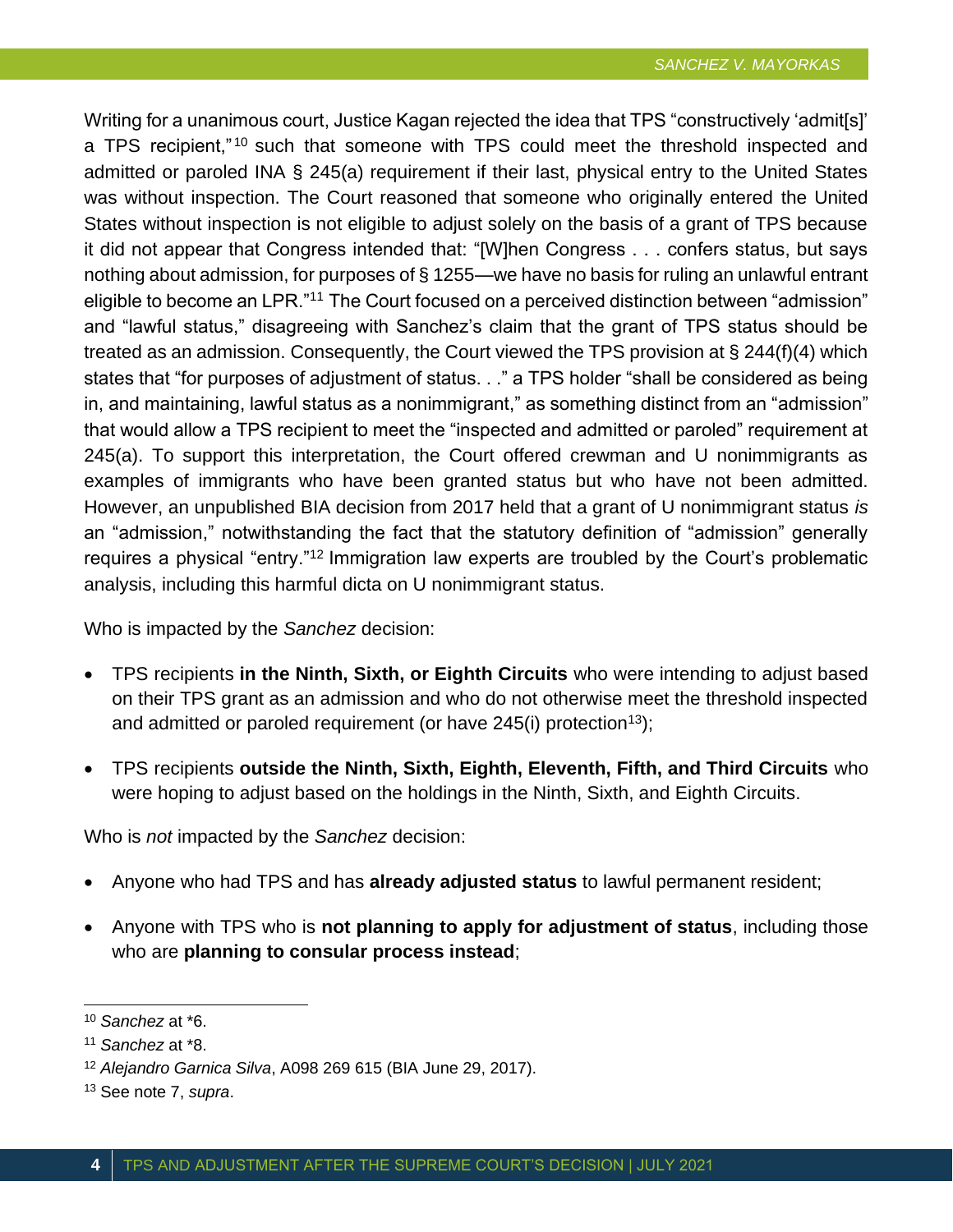Writing for a unanimous court, Justice Kagan rejected the idea that TPS "constructively 'admit[s]' a TPS recipient,"[10] such that someone with TPS could meet the threshold inspected and admitted or paroled INA § 245(a) requirement if their last, physical entry to the United States was without inspection. The Court reasoned that someone who originally entered the United States without inspection is not eligible to adjust solely on the basis of a grant of TPS because it did not appear that Congress intended that: "[W]hen Congress . . . confers status, but says nothing about admission, for purposes of § 1255—we have no basis for ruling an unlawful entrant eligible to become an LPR."[11] The Court focused on a perceived distinction between "admission" and "lawful status," disagreeing with Sanchez's claim that the grant of TPS status should be treated as an admission. Consequently, the Court viewed the TPS provision at § 244(f)(4) which states that "for purposes of adjustment of status. . ." a TPS holder "shall be considered as being in, and maintaining, lawful status as a nonimmigrant," as something distinct from an "admission" that would allow a TPS recipient to meet the "inspected and admitted or paroled" requirement at 245(a). To support this interpretation, the Court offered crewman and U nonimmigrants as examples of immigrants who have been granted status but who have not been admitted. However, an unpublished BIA decision from 2017 held that a grant of U nonimmigrant status *is* an "admission," notwithstanding the fact that the statutory definition of "admission" generally requires a physical "entry."[12] Immigration law experts are troubled by the Court's problematic analysis, including this harmful dicta on U nonimmigrant status.

Who is impacted by the *Sanchez* decision:

- TPS recipients **in the Ninth, Sixth, or Eighth Circuits** who were intending to adjust based on their TPS grant as an admission and who do not otherwise meet the threshold inspected and admitted or paroled requirement (or have 245(i) protection[13]);
- TPS recipients **outside the Ninth, Sixth, Eighth, Eleventh, Fifth, and Third Circuits** who were hoping to adjust based on the holdings in the Ninth, Sixth, and Eighth Circuits.

Who is *not* impacted by the *Sanchez* decision:

- Anyone who had TPS and has **already adjusted status** to lawful permanent resident;
- Anyone with TPS who is **not planning to apply for adjustment of status**, including those who are **planning to consular process instead**;

---

[10] *Sanchez* at *6.

[11] *Sanchez* at *8.

[12] *Alejandro Garnica Silva*, A098 269 615 (BIA June 29, 2017).

[13] See note 7, *supra*.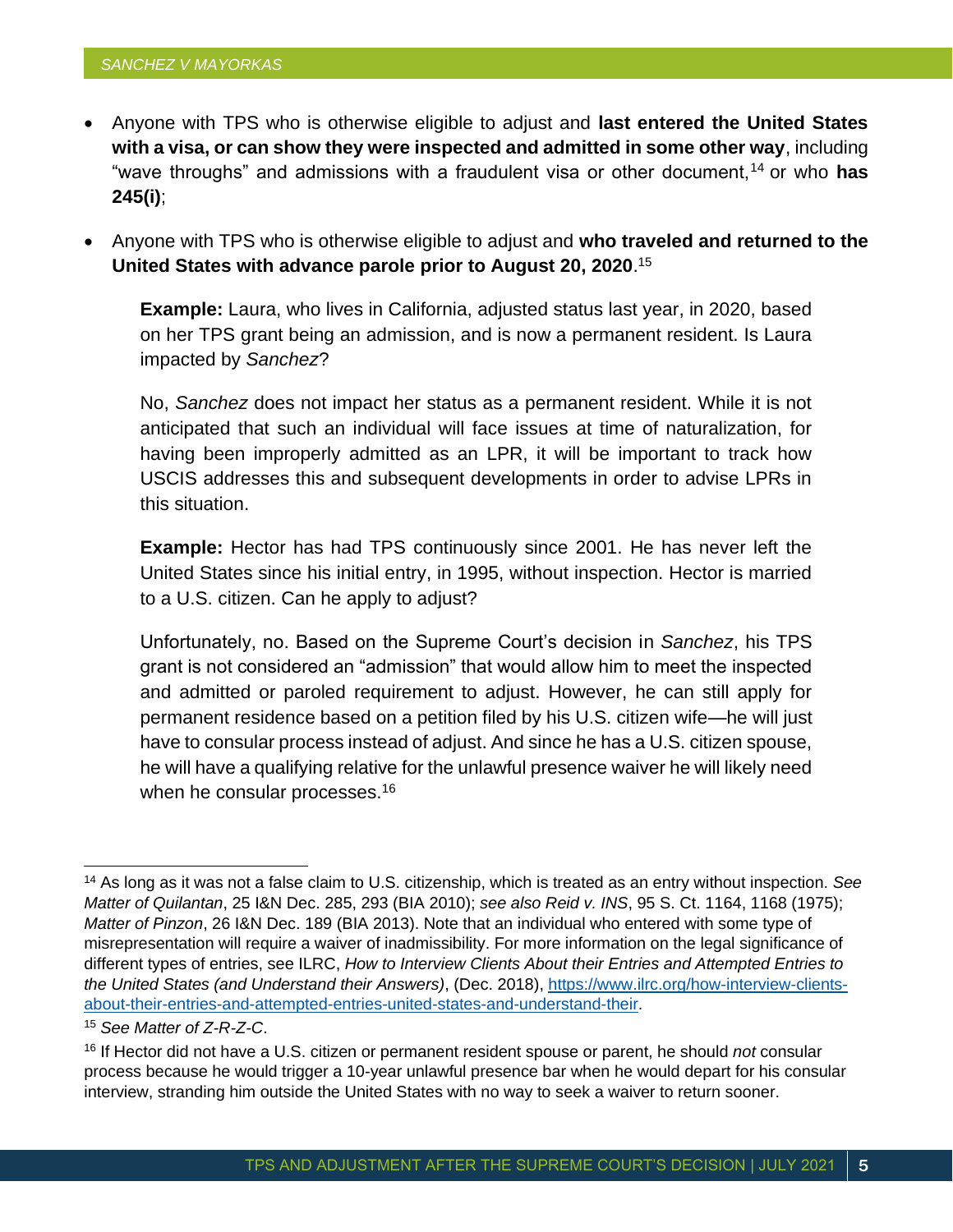- Anyone with TPS who is otherwise eligible to adjust and **last entered the United States with a visa, or can show they were inspected and admitted in some other way**, including "wave throughs" and admissions with a fraudulent visa or other document,[14] or who **has 245(i)**;
- Anyone with TPS who is otherwise eligible to adjust and **who traveled and returned to the United States with advance parole prior to August 20, 2020**.[15]

> **Example:** Laura, who lives in California, adjusted status last year, in 2020, based on her TPS grant being an admission, and is now a permanent resident. Is Laura impacted by *Sanchez*?
>
> No, *Sanchez* does not impact her status as a permanent resident. While it is not anticipated that such an individual will face issues at time of naturalization, for having been improperly admitted as an LPR, it will be important to track how USCIS addresses this and subsequent developments in order to advise LPRs in this situation.
>
> **Example:** Hector has had TPS continuously since 2001. He has never left the United States since his initial entry, in 1995, without inspection. Hector is married to a U.S. citizen. Can he apply to adjust?
>
> Unfortunately, no. Based on the Supreme Court's decision in *Sanchez*, his TPS grant is not considered an "admission" that would allow him to meet the inspected and admitted or paroled requirement to adjust. However, he can still apply for permanent residence based on a petition filed by his U.S. citizen wife—he will just have to consular process instead of adjust. And since he has a U.S. citizen spouse, he will have a qualifying relative for the unlawful presence waiver he will likely need when he consular processes.[16]

---

[14] As long as it was not a false claim to U.S. citizenship, which is treated as an entry without inspection. *See Matter of Quilantan*, 25 I&N Dec. 285, 293 (BIA 2010); *see also Reid v. INS*, 95 S. Ct. 1164, 1168 (1975); *Matter of Pinzon*, 26 I&N Dec. 189 (BIA 2013). Note that an individual who entered with some type of misrepresentation will require a waiver of inadmissibility. For more information on the legal significance of different types of entries, see ILRC, *How to Interview Clients About their Entries and Attempted Entries to the United States (and Understand their Answers)*, (Dec. 2018), [https://www.ilrc.org/how-interview-clients-about-their-entries-and-attempted-entries-united-states-and-understand-their](https://www.ilrc.org/how-interview-clients-about-their-entries-and-attempted-entries-united-states-and-understand-their).

[15] *See Matter of Z-R-Z-C*.

[16] If Hector did not have a U.S. citizen or permanent resident spouse or parent, he should *not* consular process because he would trigger a 10-year unlawful presence bar when he would depart for his consular interview, stranding him outside the United States with no way to seek a waiver to return sooner.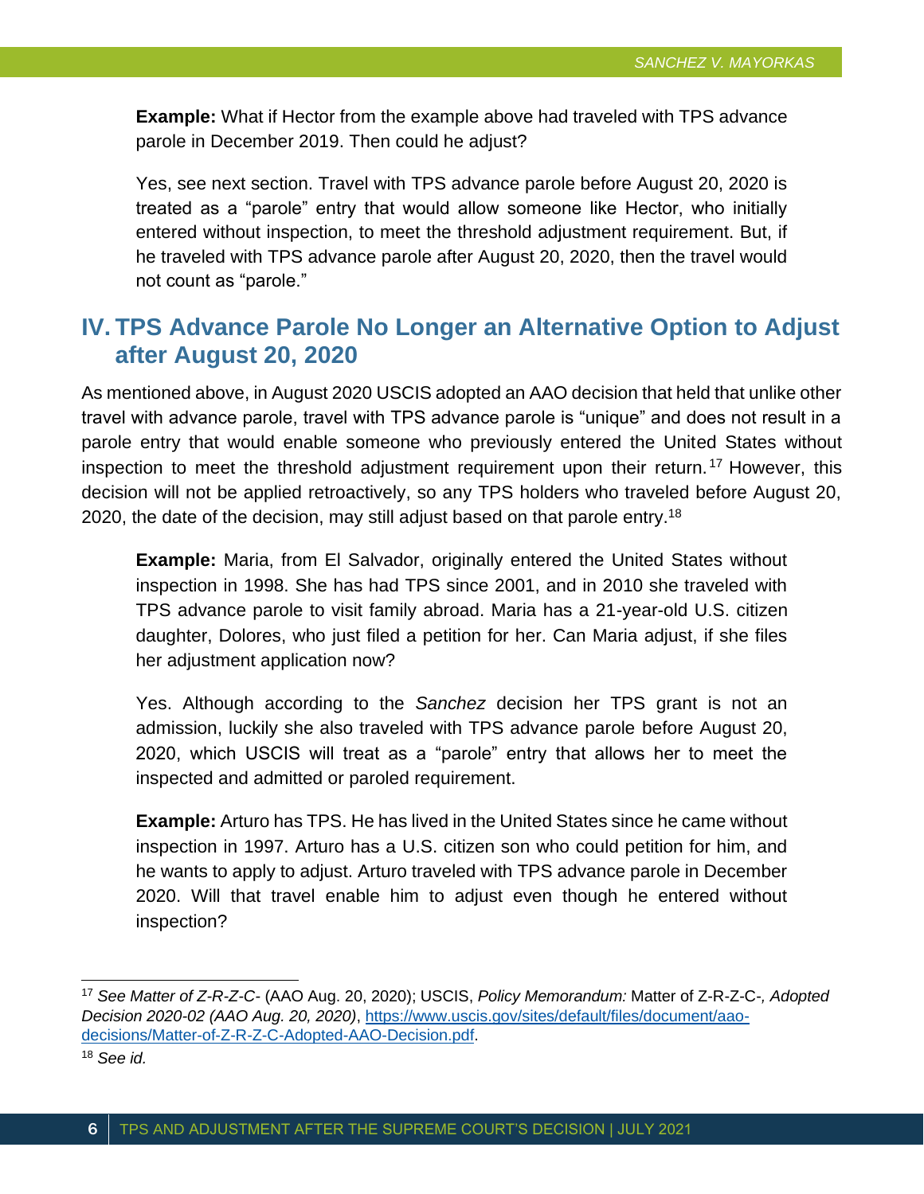**Example:** What if Hector from the example above had traveled with TPS advance parole in December 2019. Then could he adjust?

Yes, see next section. Travel with TPS advance parole before August 20, 2020 is treated as a "parole" entry that would allow someone like Hector, who initially entered without inspection, to meet the threshold adjustment requirement. But, if he traveled with TPS advance parole after August 20, 2020, then the travel would not count as "parole."

## IV. TPS Advance Parole No Longer an Alternative Option to Adjust after August 20, 2020

As mentioned above, in August 2020 USCIS adopted an AAO decision that held that unlike other travel with advance parole, travel with TPS advance parole is "unique" and does not result in a parole entry that would enable someone who previously entered the United States without inspection to meet the threshold adjustment requirement upon their return.[17] However, this decision will not be applied retroactively, so any TPS holders who traveled before August 20, 2020, the date of the decision, may still adjust based on that parole entry.[18]

**Example:** Maria, from El Salvador, originally entered the United States without inspection in 1998. She has had TPS since 2001, and in 2010 she traveled with TPS advance parole to visit family abroad. Maria has a 21-year-old U.S. citizen daughter, Dolores, who just filed a petition for her. Can Maria adjust, if she files her adjustment application now?

Yes. Although according to the *Sanchez* decision her TPS grant is not an admission, luckily she also traveled with TPS advance parole before August 20, 2020, which USCIS will treat as a "parole" entry that allows her to meet the inspected and admitted or paroled requirement.

**Example:** Arturo has TPS. He has lived in the United States since he came without inspection in 1997. Arturo has a U.S. citizen son who could petition for him, and he wants to apply to adjust. Arturo traveled with TPS advance parole in December 2020. Will that travel enable him to adjust even though he entered without inspection?

---

[17] *See Matter of Z-R-Z-C-* (AAO Aug. 20, 2020); USCIS, *Policy Memorandum:* Matter of Z-R-Z-C-*, Adopted Decision 2020-02 (AAO Aug. 20, 2020)*, https://www.uscis.gov/sites/default/files/document/aao-decisions/Matter-of-Z-R-Z-C-Adopted-AAO-Decision.pdf.

[18] *See id.*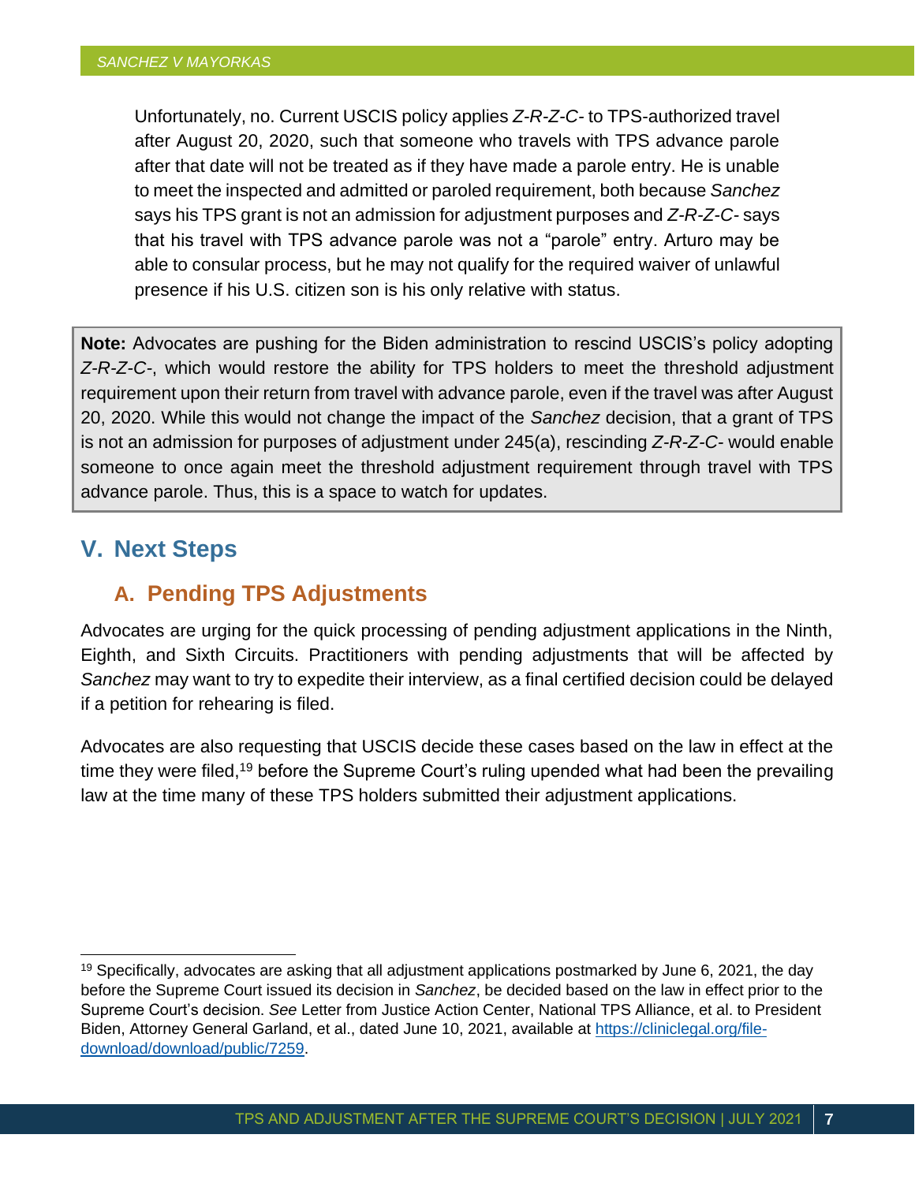Unfortunately, no. Current USCIS policy applies *Z-R-Z-C-* to TPS-authorized travel after August 20, 2020, such that someone who travels with TPS advance parole after that date will not be treated as if they have made a parole entry. He is unable to meet the inspected and admitted or paroled requirement, both because *Sanchez* says his TPS grant is not an admission for adjustment purposes and *Z-R-Z-C-* says that his travel with TPS advance parole was not a "parole" entry. Arturo may be able to consular process, but he may not qualify for the required waiver of unlawful presence if his U.S. citizen son is his only relative with status.

> **Note:** Advocates are pushing for the Biden administration to rescind USCIS's policy adopting *Z-R-Z-C-*, which would restore the ability for TPS holders to meet the threshold adjustment requirement upon their return from travel with advance parole, even if the travel was after August 20, 2020. While this would not change the impact of the *Sanchez* decision, that a grant of TPS is not an admission for purposes of adjustment under 245(a), rescinding *Z-R-Z-C-* would enable someone to once again meet the threshold adjustment requirement through travel with TPS advance parole. Thus, this is a space to watch for updates.

## V. Next Steps

### A. Pending TPS Adjustments

Advocates are urging for the quick processing of pending adjustment applications in the Ninth, Eighth, and Sixth Circuits. Practitioners with pending adjustments that will be affected by *Sanchez* may want to try to expedite their interview, as a final certified decision could be delayed if a petition for rehearing is filed.

Advocates are also requesting that USCIS decide these cases based on the law in effect at the time they were filed,[19] before the Supreme Court's ruling upended what had been the prevailing law at the time many of these TPS holders submitted their adjustment applications.

---

[19] Specifically, advocates are asking that all adjustment applications postmarked by June 6, 2021, the day before the Supreme Court issued its decision in *Sanchez*, be decided based on the law in effect prior to the Supreme Court's decision. *See* Letter from Justice Action Center, National TPS Alliance, et al. to President Biden, Attorney General Garland, et al., dated June 10, 2021, available at [https://cliniclegal.org/file-download/download/public/7259](https://cliniclegal.org/file-download/download/public/7259).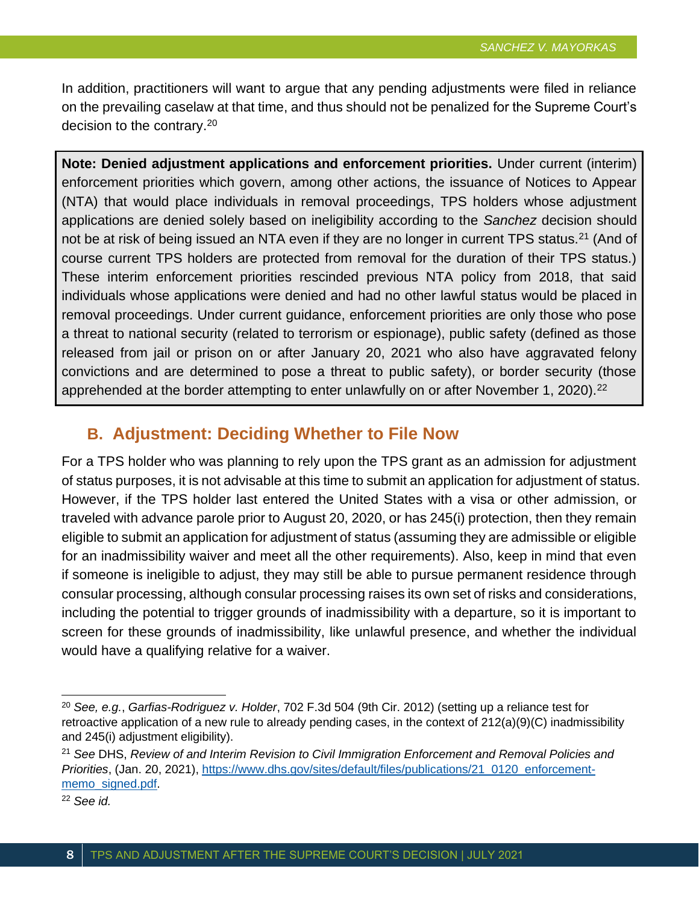In addition, practitioners will want to argue that any pending adjustments were filed in reliance on the prevailing caselaw at that time, and thus should not be penalized for the Supreme Court's decision to the contrary.[20]

> **Note: Denied adjustment applications and enforcement priorities.** Under current (interim) enforcement priorities which govern, among other actions, the issuance of Notices to Appear (NTA) that would place individuals in removal proceedings, TPS holders whose adjustment applications are denied solely based on ineligibility according to the *Sanchez* decision should not be at risk of being issued an NTA even if they are no longer in current TPS status.[21] (And of course current TPS holders are protected from removal for the duration of their TPS status.) These interim enforcement priorities rescinded previous NTA policy from 2018, that said individuals whose applications were denied and had no other lawful status would be placed in removal proceedings. Under current guidance, enforcement priorities are only those who pose a threat to national security (related to terrorism or espionage), public safety (defined as those released from jail or prison on or after January 20, 2021 who also have aggravated felony convictions and are determined to pose a threat to public safety), or border security (those apprehended at the border attempting to enter unlawfully on or after November 1, 2020).[22]

## B. Adjustment: Deciding Whether to File Now

For a TPS holder who was planning to rely upon the TPS grant as an admission for adjustment of status purposes, it is not advisable at this time to submit an application for adjustment of status. However, if the TPS holder last entered the United States with a visa or other admission, or traveled with advance parole prior to August 20, 2020, or has 245(i) protection, then they remain eligible to submit an application for adjustment of status (assuming they are admissible or eligible for an inadmissibility waiver and meet all the other requirements). Also, keep in mind that even if someone is ineligible to adjust, they may still be able to pursue permanent residence through consular processing, although consular processing raises its own set of risks and considerations, including the potential to trigger grounds of inadmissibility with a departure, so it is important to screen for these grounds of inadmissibility, like unlawful presence, and whether the individual would have a qualifying relative for a waiver.

---

[20] *See, e.g.*, *Garfias-Rodriguez v. Holder*, 702 F.3d 504 (9th Cir. 2012) (setting up a reliance test for retroactive application of a new rule to already pending cases, in the context of 212(a)(9)(C) inadmissibility and 245(i) adjustment eligibility).

[21] *See* DHS, *Review of and Interim Revision to Civil Immigration Enforcement and Removal Policies and Priorities*, (Jan. 20, 2021), https://www.dhs.gov/sites/default/files/publications/21_0120_enforcement-memo_signed.pdf.

[22] *See id.*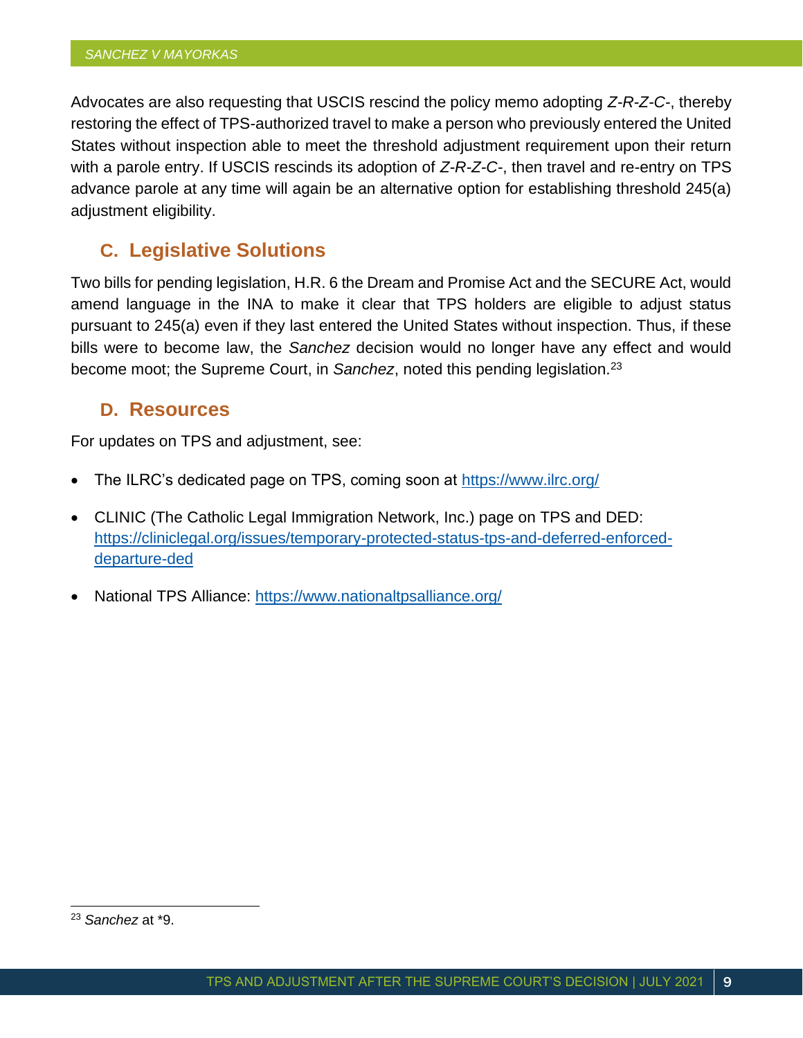Advocates are also requesting that USCIS rescind the policy memo adopting *Z-R-Z-C-*, thereby restoring the effect of TPS-authorized travel to make a person who previously entered the United States without inspection able to meet the threshold adjustment requirement upon their return with a parole entry. If USCIS rescinds its adoption of *Z-R-Z-C-*, then travel and re-entry on TPS advance parole at any time will again be an alternative option for establishing threshold 245(a) adjustment eligibility.

## C. Legislative Solutions

Two bills for pending legislation, H.R. 6 the Dream and Promise Act and the SECURE Act, would amend language in the INA to make it clear that TPS holders are eligible to adjust status pursuant to 245(a) even if they last entered the United States without inspection. Thus, if these bills were to become law, the *Sanchez* decision would no longer have any effect and would become moot; the Supreme Court, in *Sanchez*, noted this pending legislation.[23]

## D. Resources

For updates on TPS and adjustment, see:

- The ILRC's dedicated page on TPS, coming soon at https://www.ilrc.org/
- CLINIC (The Catholic Legal Immigration Network, Inc.) page on TPS and DED: https://cliniclegal.org/issues/temporary-protected-status-tps-and-deferred-enforced-departure-ded
- National TPS Alliance: https://www.nationaltpsalliance.org/

---

[23] *Sanchez* at *9.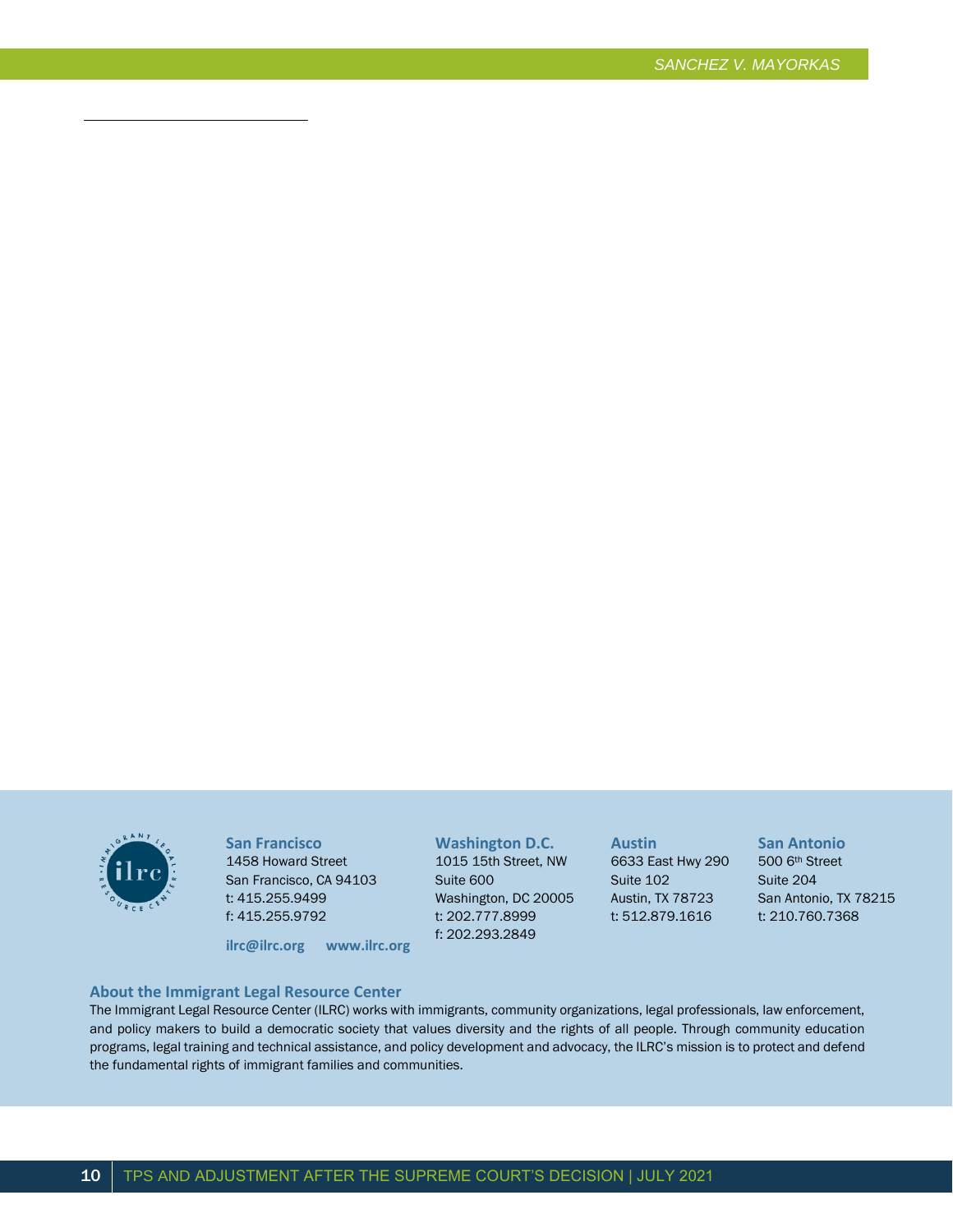**San Francisco**
1458 Howard Street
San Francisco, CA 94103
t: 415.255.9499
f: 415.255.9792

**Washington D.C.**
1015 15th Street, NW
Suite 600
Washington, DC 20005
t: 202.777.8999
f: 202.293.2849

**Austin**
6633 East Hwy 290
Suite 102
Austin, TX 78723
t: 512.879.1616

**San Antonio**
500 6th Street
Suite 204
San Antonio, TX 78215
t: 210.760.7368

**ilrc@ilrc.org** **www.ilrc.org**

### About the Immigrant Legal Resource Center

The Immigrant Legal Resource Center (ILRC) works with immigrants, community organizations, legal professionals, law enforcement, and policy makers to build a democratic society that values diversity and the rights of all people. Through community education programs, legal training and technical assistance, and policy development and advocacy, the ILRC's mission is to protect and defend the fundamental rights of immigrant families and communities.